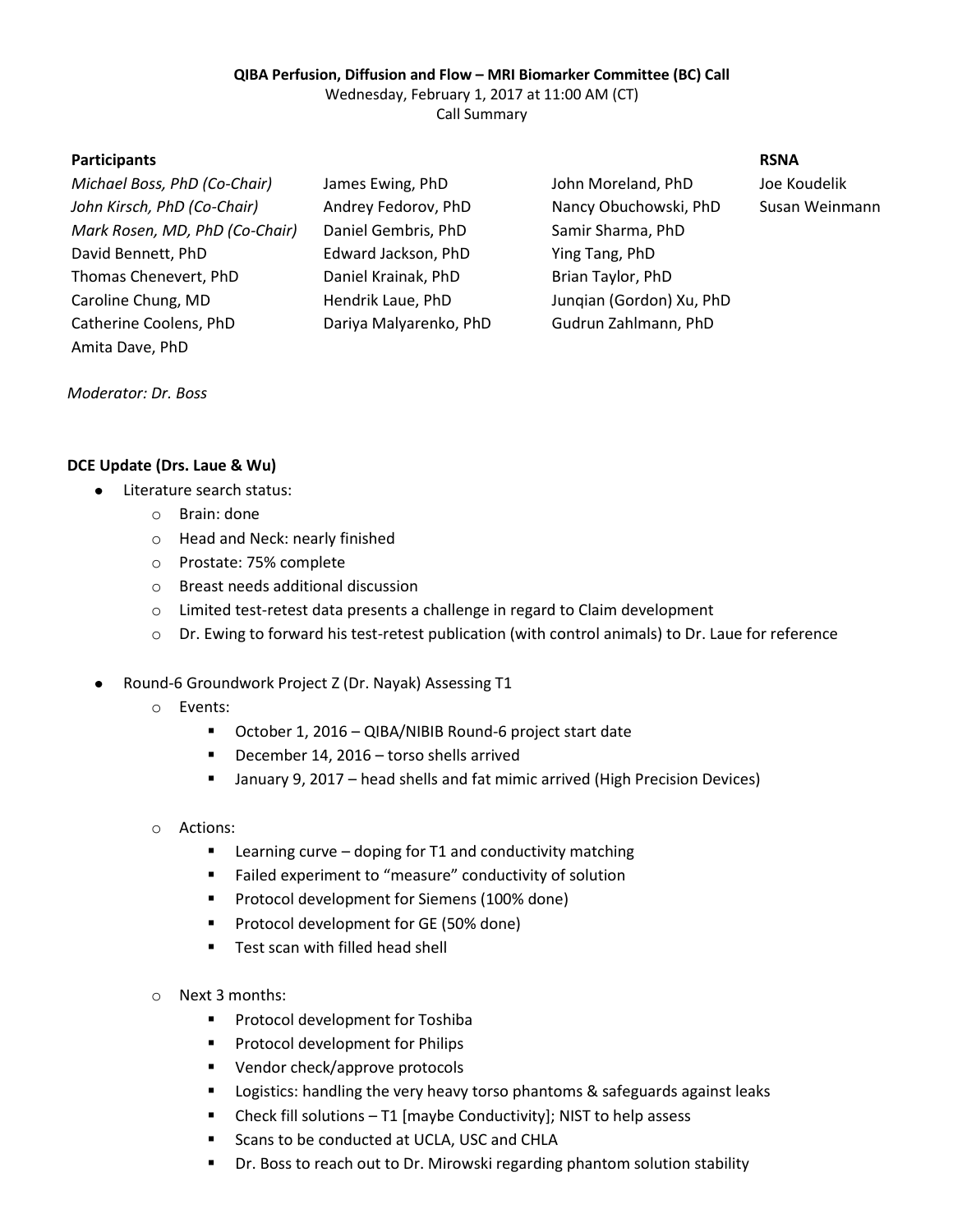**QIBA Perfusion, Diffusion and Flow – MRI Biomarker Committee (BC) Call**

Wednesday, February 1, 2017 at 11:00 AM (CT)

Call Summary

**Participants**

*Michael Boss, PhD (Co-Chair)*
*John Kirsch, PhD (Co-Chair)*
*Mark Rosen, MD, PhD (Co-Chair)*
David Bennett, PhD
Thomas Chenevert, PhD
Caroline Chung, MD
Catherine Coolens, PhD
Amita Dave, PhD
James Ewing, PhD
Andrey Fedorov, PhD
Daniel Gembris, PhD
Edward Jackson, PhD
Daniel Krainak, PhD
Hendrik Laue, PhD
Dariya Malyarenko, PhD
John Moreland, PhD
Nancy Obuchowski, PhD
Samir Sharma, PhD
Ying Tang, PhD
Brian Taylor, PhD
Junqian (Gordon) Xu, PhD
Gudrun Zahlmann, PhD

**RSNA**

Joe Koudelik
Susan Weinmann

*Moderator: Dr. Boss*

**DCE Update (Drs. Laue & Wu)**

- Literature search status:
  - Brain: done
  - Head and Neck: nearly finished
  - Prostate: 75% complete
  - Breast needs additional discussion
  - Limited test-retest data presents a challenge in regard to Claim development
  - Dr. Ewing to forward his test-retest publication (with control animals) to Dr. Laue for reference

- Round-6 Groundwork Project Z (Dr. Nayak) Assessing T1
  - Events:
    - October 1, 2016 – QIBA/NIBIB Round-6 project start date
    - December 14, 2016 – torso shells arrived
    - January 9, 2017 – head shells and fat mimic arrived (High Precision Devices)
  - Actions:
    - Learning curve – doping for T1 and conductivity matching
    - Failed experiment to "measure" conductivity of solution
    - Protocol development for Siemens (100% done)
    - Protocol development for GE (50% done)
    - Test scan with filled head shell
  - Next 3 months:
    - Protocol development for Toshiba
    - Protocol development for Philips
    - Vendor check/approve protocols
    - Logistics: handling the very heavy torso phantoms & safeguards against leaks
    - Check fill solutions – T1 [maybe Conductivity]; NIST to help assess
    - Scans to be conducted at UCLA, USC and CHLA
    - Dr. Boss to reach out to Dr. Mirowski regarding phantom solution stability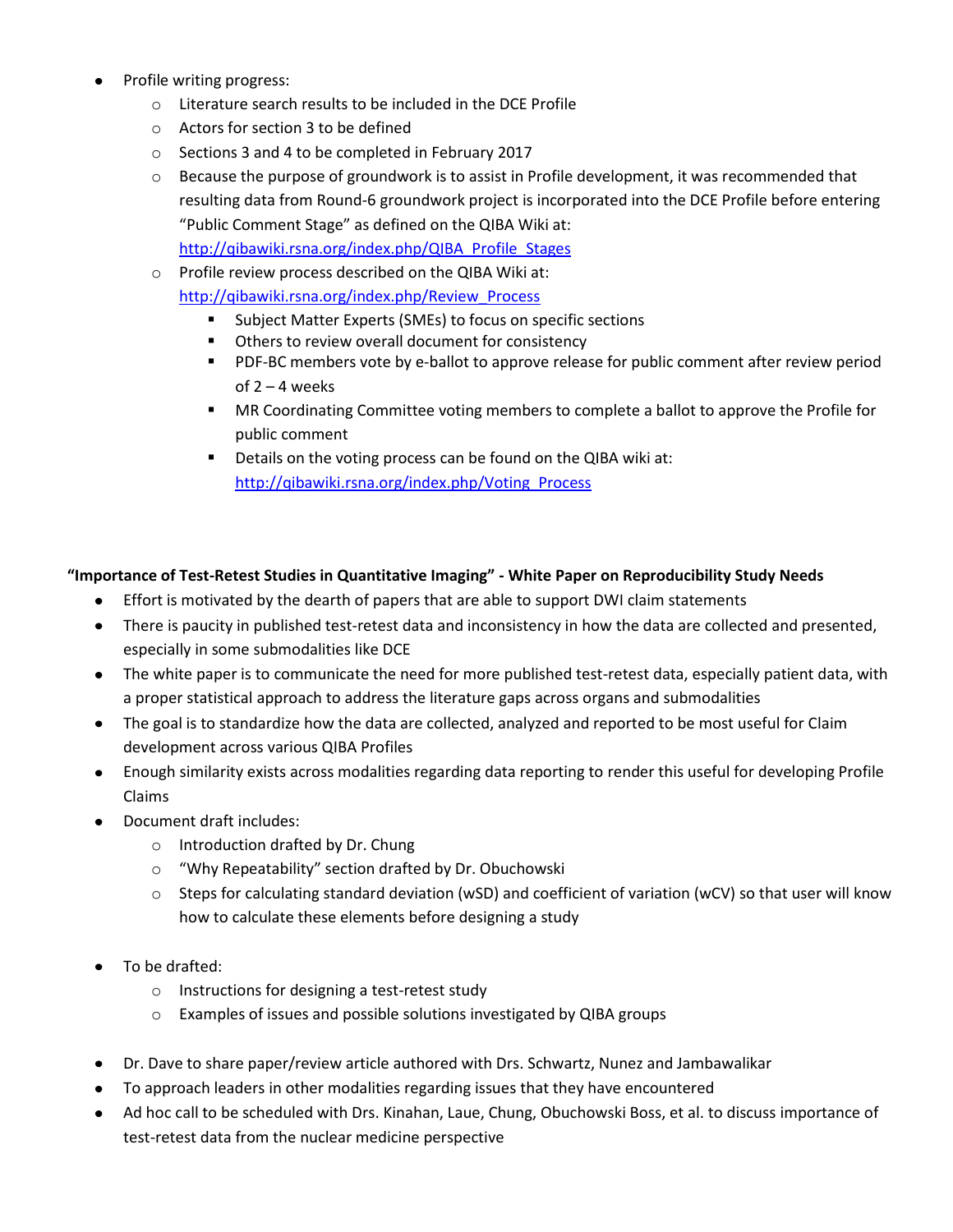- Profile writing progress:
  - Literature search results to be included in the DCE Profile
  - Actors for section 3 to be defined
  - Sections 3 and 4 to be completed in February 2017
  - Because the purpose of groundwork is to assist in Profile development, it was recommended that resulting data from Round-6 groundwork project is incorporated into the DCE Profile before entering "Public Comment Stage" as defined on the QIBA Wiki at: http://qibawiki.rsna.org/index.php/QIBA_Profile_Stages
  - Profile review process described on the QIBA Wiki at: http://qibawiki.rsna.org/index.php/Review_Process
    - Subject Matter Experts (SMEs) to focus on specific sections
    - Others to review overall document for consistency
    - PDF-BC members vote by e-ballot to approve release for public comment after review period of 2 – 4 weeks
    - MR Coordinating Committee voting members to complete a ballot to approve the Profile for public comment
    - Details on the voting process can be found on the QIBA wiki at: http://qibawiki.rsna.org/index.php/Voting_Process

**"Importance of Test-Retest Studies in Quantitative Imaging" - White Paper on Reproducibility Study Needs**

- Effort is motivated by the dearth of papers that are able to support DWI claim statements
- There is paucity in published test-retest data and inconsistency in how the data are collected and presented, especially in some submodalities like DCE
- The white paper is to communicate the need for more published test-retest data, especially patient data, with a proper statistical approach to address the literature gaps across organs and submodalities
- The goal is to standardize how the data are collected, analyzed and reported to be most useful for Claim development across various QIBA Profiles
- Enough similarity exists across modalities regarding data reporting to render this useful for developing Profile Claims
- Document draft includes:
  - Introduction drafted by Dr. Chung
  - "Why Repeatability" section drafted by Dr. Obuchowski
  - Steps for calculating standard deviation (wSD) and coefficient of variation (wCV) so that user will know how to calculate these elements before designing a study
- To be drafted:
  - Instructions for designing a test-retest study
  - Examples of issues and possible solutions investigated by QIBA groups
- Dr. Dave to share paper/review article authored with Drs. Schwartz, Nunez and Jambawalikar
- To approach leaders in other modalities regarding issues that they have encountered
- Ad hoc call to be scheduled with Drs. Kinahan, Laue, Chung, Obuchowski Boss, et al. to discuss importance of test-retest data from the nuclear medicine perspective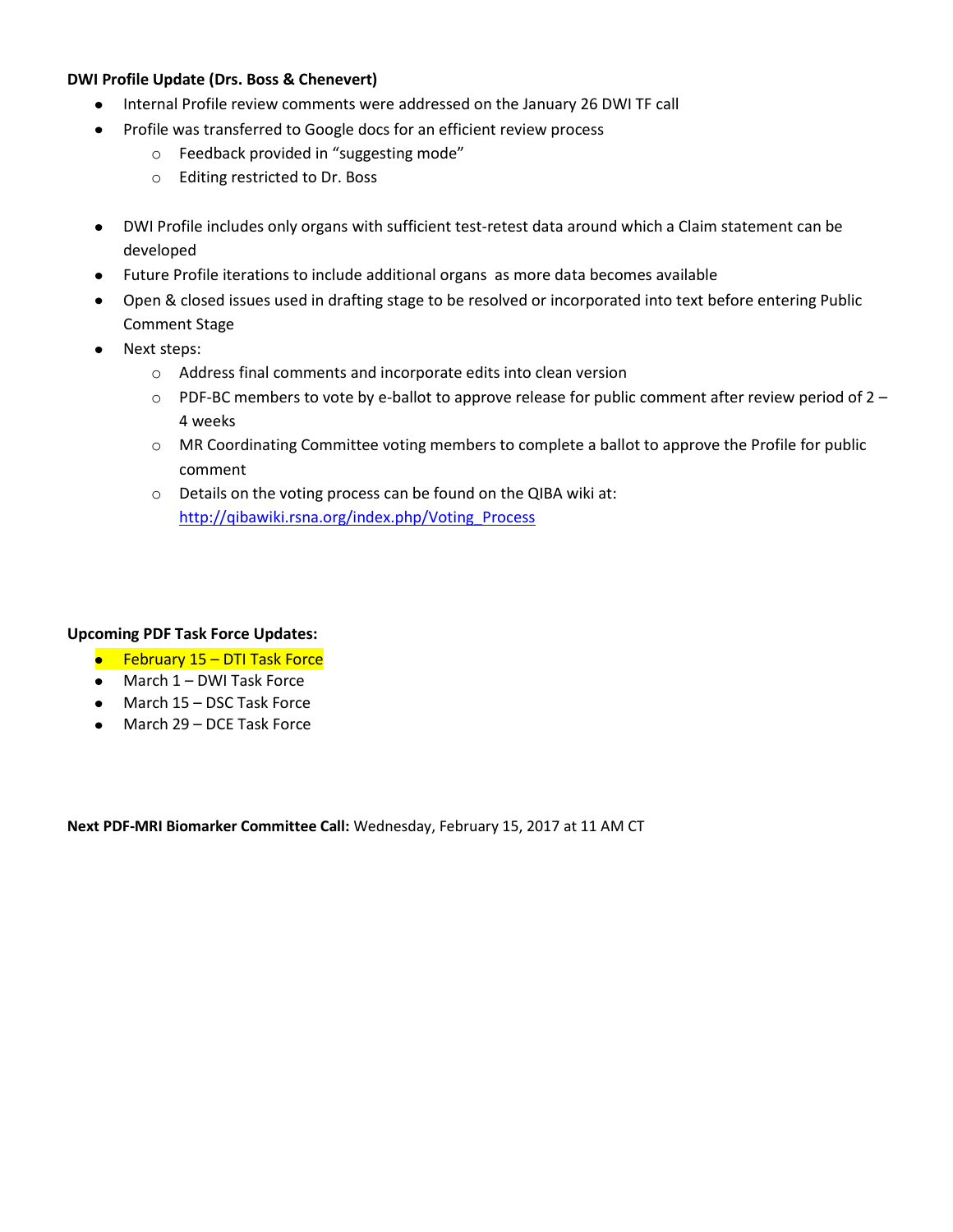**DWI Profile Update (Drs. Boss & Chenevert)**

- Internal Profile review comments were addressed on the January 26 DWI TF call
- Profile was transferred to Google docs for an efficient review process
    - Feedback provided in "suggesting mode"
    - Editing restricted to Dr. Boss
- DWI Profile includes only organs with sufficient test-retest data around which a Claim statement can be developed
- Future Profile iterations to include additional organs as more data becomes available
- Open & closed issues used in drafting stage to be resolved or incorporated into text before entering Public Comment Stage
- Next steps:
    - Address final comments and incorporate edits into clean version
    - PDF-BC members to vote by e-ballot to approve release for public comment after review period of 2 – 4 weeks
    - MR Coordinating Committee voting members to complete a ballot to approve the Profile for public comment
    - Details on the voting process can be found on the QIBA wiki at: http://qibawiki.rsna.org/index.php/Voting_Process

**Upcoming PDF Task Force Updates:**

- February 15 – DTI Task Force
- March 1 – DWI Task Force
- March 15 – DSC Task Force
- March 29 – DCE Task Force

**Next PDF-MRI Biomarker Committee Call:** Wednesday, February 15, 2017 at 11 AM CT